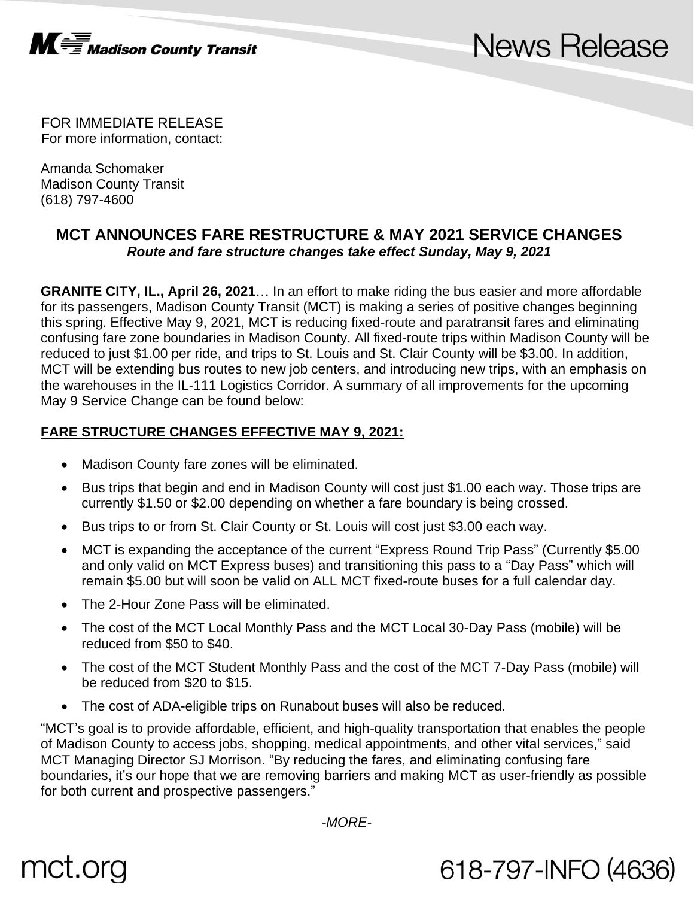Madison County Transit

News Release

FOR IMMEDIATE RELEASE
For more information, contact:

Amanda Schomaker
Madison County Transit
(618) 797-4600

# MCT ANNOUNCES FARE RESTRUCTURE & MAY 2021 SERVICE CHANGES

***Route and fare structure changes take effect Sunday, May 9, 2021***

**GRANITE CITY, IL., April 26, 2021**… In an effort to make riding the bus easier and more affordable for its passengers, Madison County Transit (MCT) is making a series of positive changes beginning this spring. Effective May 9, 2021, MCT is reducing fixed-route and paratransit fares and eliminating confusing fare zone boundaries in Madison County. All fixed-route trips within Madison County will be reduced to just $1.00 per ride, and trips to St. Louis and St. Clair County will be $3.00. In addition, MCT will be extending bus routes to new job centers, and introducing new trips, with an emphasis on the warehouses in the IL-111 Logistics Corridor. A summary of all improvements for the upcoming May 9 Service Change can be found below:

## FARE STRUCTURE CHANGES EFFECTIVE MAY 9, 2021:

- Madison County fare zones will be eliminated.
- Bus trips that begin and end in Madison County will cost just $1.00 each way. Those trips are currently $1.50 or $2.00 depending on whether a fare boundary is being crossed.
- Bus trips to or from St. Clair County or St. Louis will cost just $3.00 each way.
- MCT is expanding the acceptance of the current "Express Round Trip Pass" (Currently $5.00 and only valid on MCT Express buses) and transitioning this pass to a "Day Pass" which will remain $5.00 but will soon be valid on ALL MCT fixed-route buses for a full calendar day.
- The 2-Hour Zone Pass will be eliminated.
- The cost of the MCT Local Monthly Pass and the MCT Local 30-Day Pass (mobile) will be reduced from $50 to $40.
- The cost of the MCT Student Monthly Pass and the cost of the MCT 7-Day Pass (mobile) will be reduced from $20 to $15.
- The cost of ADA-eligible trips on Runabout buses will also be reduced.

"MCT's goal is to provide affordable, efficient, and high-quality transportation that enables the people of Madison County to access jobs, shopping, medical appointments, and other vital services," said MCT Managing Director SJ Morrison. "By reducing the fares, and eliminating confusing fare boundaries, it's our hope that we are removing barriers and making MCT as user-friendly as possible for both current and prospective passengers."

*-MORE-*

mct.org

618-797-INFO (4636)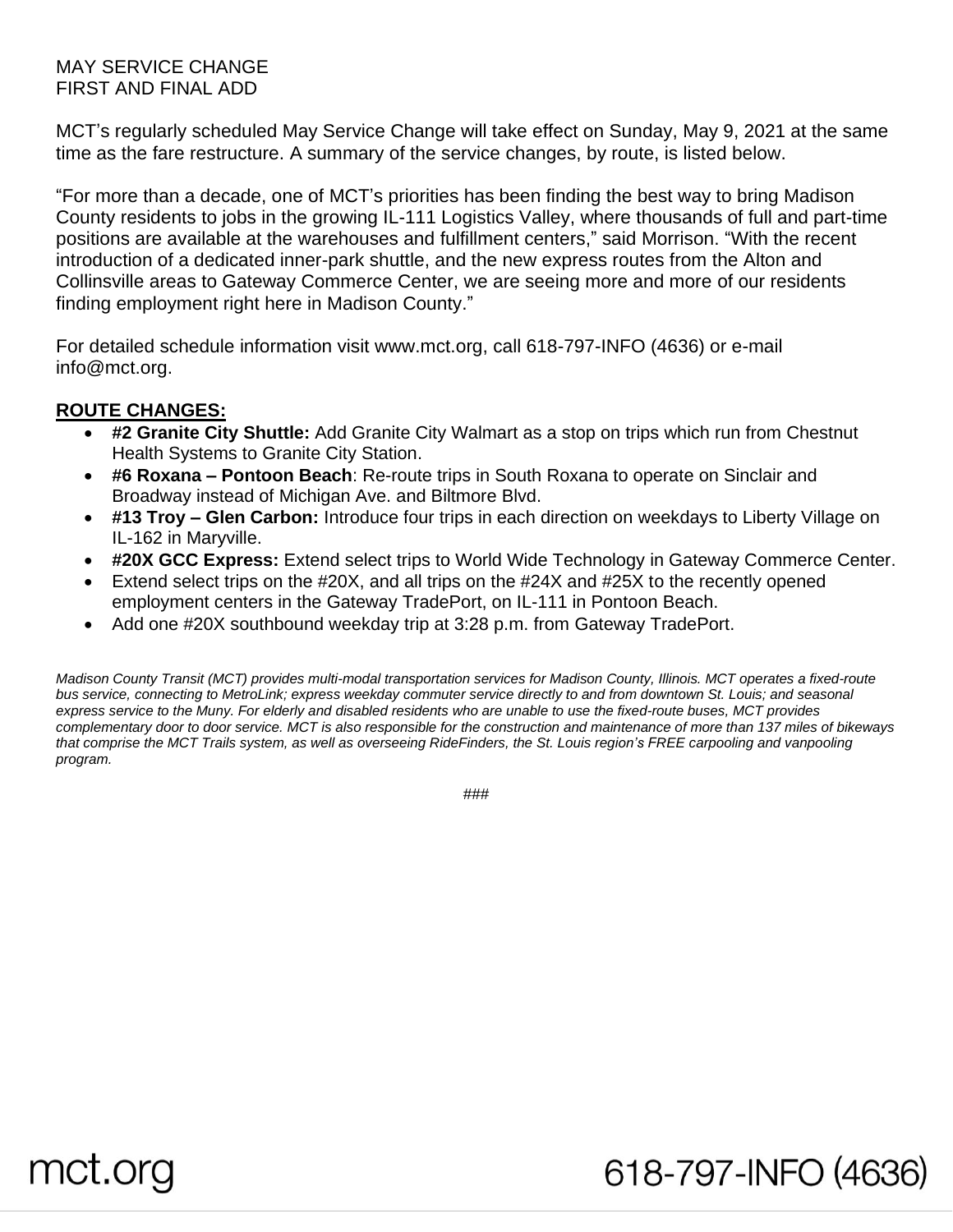MAY SERVICE CHANGE
FIRST AND FINAL ADD

MCT's regularly scheduled May Service Change will take effect on Sunday, May 9, 2021 at the same time as the fare restructure. A summary of the service changes, by route, is listed below.

"For more than a decade, one of MCT's priorities has been finding the best way to bring Madison County residents to jobs in the growing IL-111 Logistics Valley, where thousands of full and part-time positions are available at the warehouses and fulfillment centers," said Morrison. "With the recent introduction of a dedicated inner-park shuttle, and the new express routes from the Alton and Collinsville areas to Gateway Commerce Center, we are seeing more and more of our residents finding employment right here in Madison County."

For detailed schedule information visit www.mct.org, call 618-797-INFO (4636) or e-mail info@mct.org.

**ROUTE CHANGES:**

- **#2 Granite City Shuttle:** Add Granite City Walmart as a stop on trips which run from Chestnut Health Systems to Granite City Station.
- **#6 Roxana – Pontoon Beach**: Re-route trips in South Roxana to operate on Sinclair and Broadway instead of Michigan Ave. and Biltmore Blvd.
- **#13 Troy – Glen Carbon:** Introduce four trips in each direction on weekdays to Liberty Village on IL-162 in Maryville.
- **#20X GCC Express:** Extend select trips to World Wide Technology in Gateway Commerce Center.
- Extend select trips on the #20X, and all trips on the #24X and #25X to the recently opened employment centers in the Gateway TradePort, on IL-111 in Pontoon Beach.
- Add one #20X southbound weekday trip at 3:28 p.m. from Gateway TradePort.

*Madison County Transit (MCT) provides multi-modal transportation services for Madison County, Illinois. MCT operates a fixed-route bus service, connecting to MetroLink; express weekday commuter service directly to and from downtown St. Louis; and seasonal express service to the Muny. For elderly and disabled residents who are unable to use the fixed-route buses, MCT provides complementary door to door service. MCT is also responsible for the construction and maintenance of more than 137 miles of bikeways that comprise the MCT Trails system, as well as overseeing RideFinders, the St. Louis region's FREE carpooling and vanpooling program.*

###

mct.org

618-797-INFO (4636)